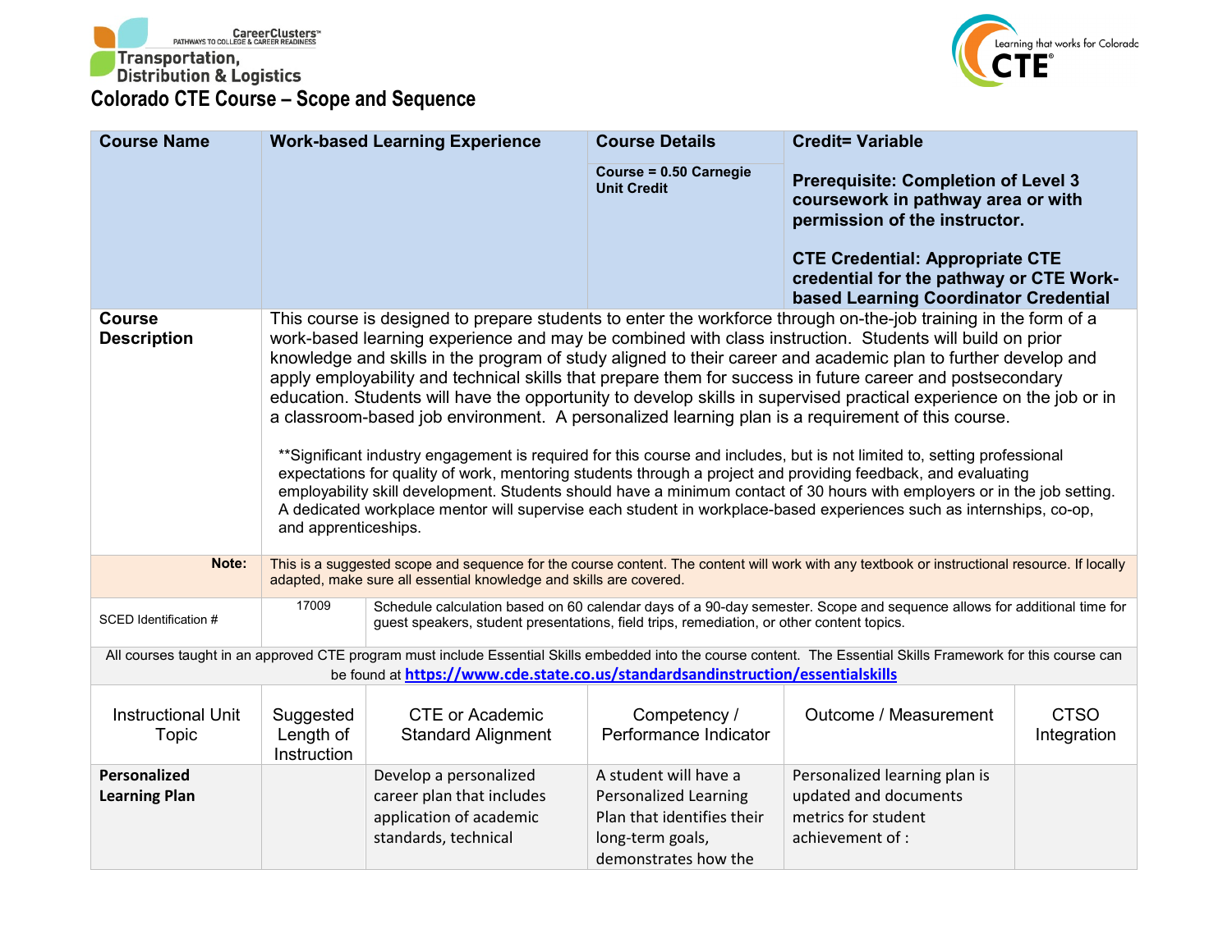CareerClusters™ PATHWAYS TO COLLEGE & CAREER READINESS

Transportation, Distribution & Logistics

# Colorado CTE Course – Scope and Sequence

| **Course Name** | **Work-based Learning Experience** | **Course Details** | **Credit= Variable** |
|---|---|---|---|
| | | **Course = 0.50 Carnegie Unit Credit** | **Prerequisite: Completion of Level 3 coursework in pathway area or with permission of the instructor.**<br><br>**CTE Credential: Appropriate CTE credential for the pathway or CTE Work-based Learning Coordinator Credential** |
| **Course Description** | This course is designed to prepare students to enter the workforce through on-the-job training in the form of a work-based learning experience and may be combined with class instruction. Students will build on prior knowledge and skills in the program of study aligned to their career and academic plan to further develop and apply employability and technical skills that prepare them for success in future career and postsecondary education. Students will have the opportunity to develop skills in supervised practical experience on the job or in a classroom-based job environment. A personalized learning plan is a requirement of this course.<br><br>**Significant industry engagement is required for this course and includes, but is not limited to, setting professional expectations for quality of work, mentoring students through a project and providing feedback, and evaluating employability skill development. Students should have a minimum contact of 30 hours with employers or in the job setting. A dedicated workplace mentor will supervise each student in workplace-based experiences such as internships, co-op, and apprenticeships. | | |
| **Note:** | This is a suggested scope and sequence for the course content. The content will work with any textbook or instructional resource. If locally adapted, make sure all essential knowledge and skills are covered. | | |
| SCED Identification # | 17009 | Schedule calculation based on 60 calendar days of a 90-day semester. Scope and sequence allows for additional time for guest speakers, student presentations, field trips, remediation, or other content topics. | |

All courses taught in an approved CTE program must include Essential Skills embedded into the course content. The Essential Skills Framework for this course can be found at https://www.cde.state.co.us/standardsandinstruction/essentialskills

| Instructional Unit Topic | Suggested Length of Instruction | CTE or Academic Standard Alignment | Competency / Performance Indicator | Outcome / Measurement | CTSO Integration |
|---|---|---|---|---|---|
| **Personalized Learning Plan** | | Develop a personalized career plan that includes application of academic standards, technical | A student will have a Personalized Learning Plan that identifies their long-term goals, demonstrates how the | Personalized learning plan is updated and documents metrics for student achievement of : | |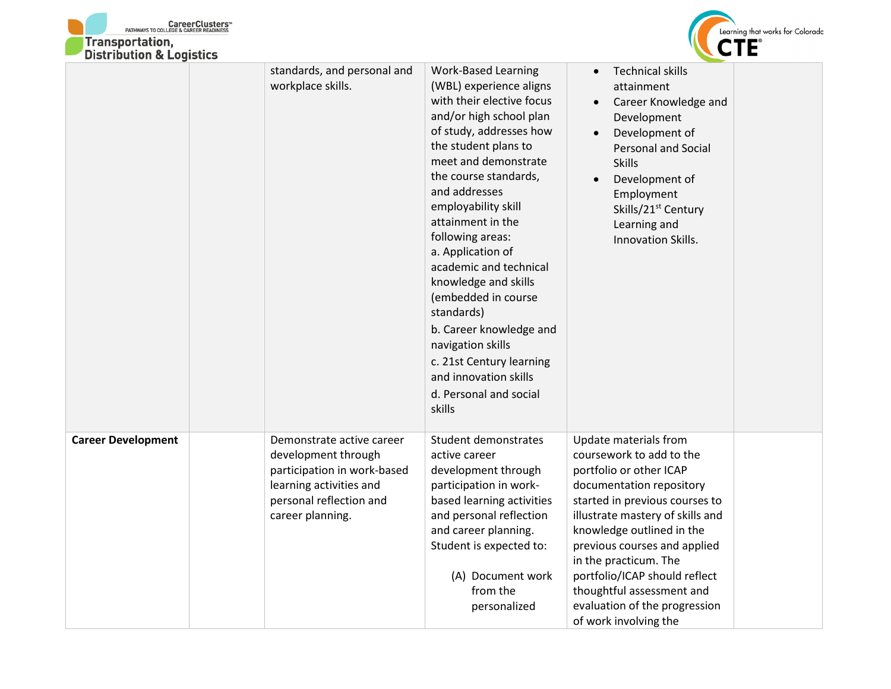| | | | | | |
|---|---|---|---|---|---|
| | | standards, and personal and workplace skills. | Work-Based Learning (WBL) experience aligns with their elective focus and/or high school plan of study, addresses how the student plans to meet and demonstrate the course standards, and addresses employability skill attainment in the following areas:<br>a. Application of academic and technical knowledge and skills (embedded in course standards)<br>b. Career knowledge and navigation skills<br>c. 21st Century learning and innovation skills<br>d. Personal and social skills | • Technical skills attainment<br>• Career Knowledge and Development<br>• Development of Personal and Social Skills<br>• Development of Employment Skills/21st Century Learning and Innovation Skills. | |
| **Career Development** | | Demonstrate active career development through participation in work-based learning activities and personal reflection and career planning. | Student demonstrates active career development through participation in work-based learning activities and personal reflection and career planning. Student is expected to:<br>(A) Document work from the personalized | Update materials from coursework to add to the portfolio or other ICAP documentation repository started in previous courses to illustrate mastery of skills and knowledge outlined in the previous courses and applied in the practicum. The portfolio/ICAP should reflect thoughtful assessment and evaluation of the progression of work involving the | |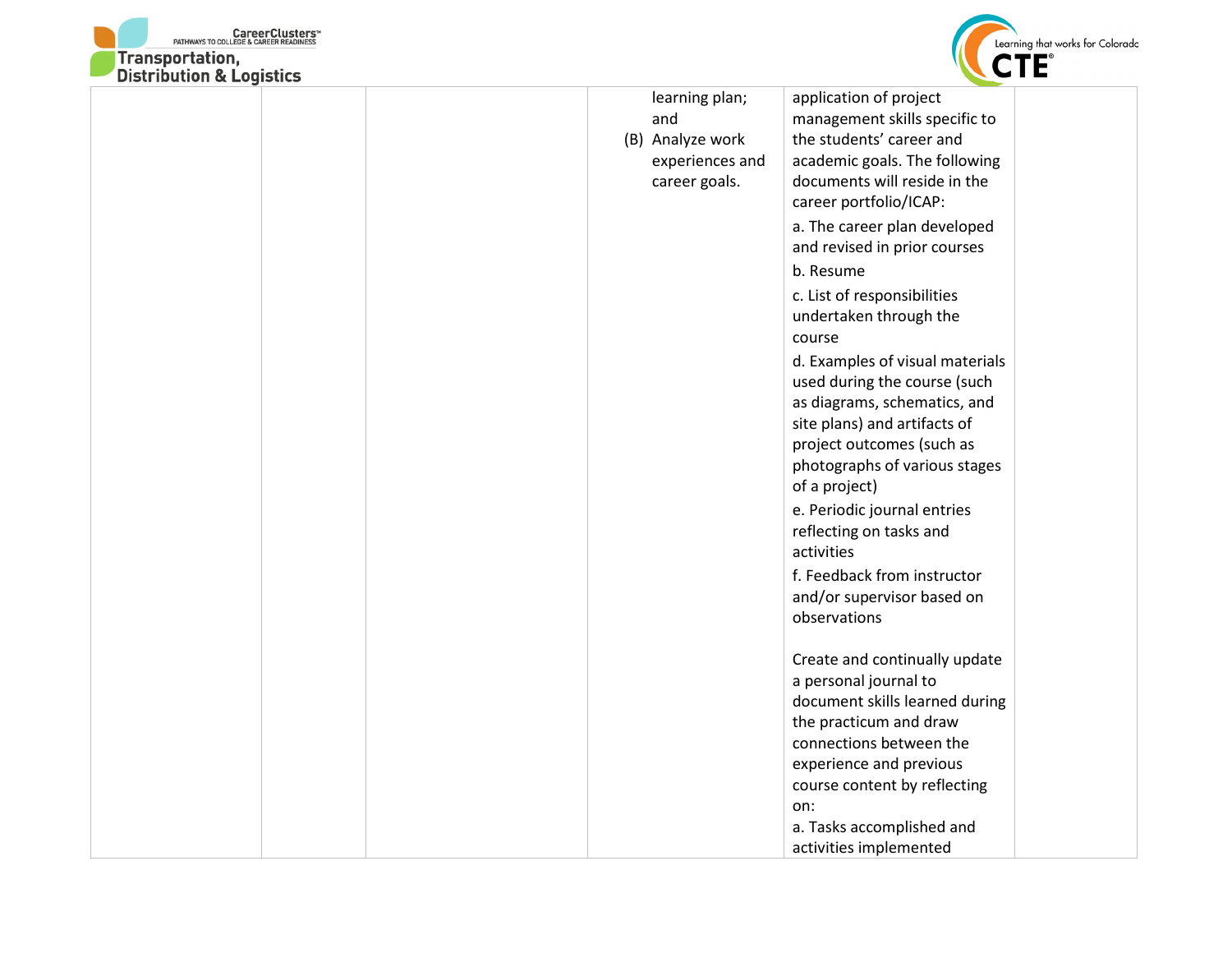| | | | | | |
|---|---|---|---|---|---|
| | | | learning plan; and<br>(B) Analyze work experiences and career goals. | application of project management skills specific to the students' career and academic goals. The following documents will reside in the career portfolio/ICAP:<br>a. The career plan developed and revised in prior courses<br>b. Resume<br>c. List of responsibilities undertaken through the course<br>d. Examples of visual materials used during the course (such as diagrams, schematics, and site plans) and artifacts of project outcomes (such as photographs of various stages of a project)<br>e. Periodic journal entries reflecting on tasks and activities<br>f. Feedback from instructor and/or supervisor based on observations<br><br>Create and continually update a personal journal to document skills learned during the practicum and draw connections between the experience and previous course content by reflecting on:<br>a. Tasks accomplished and activities implemented | |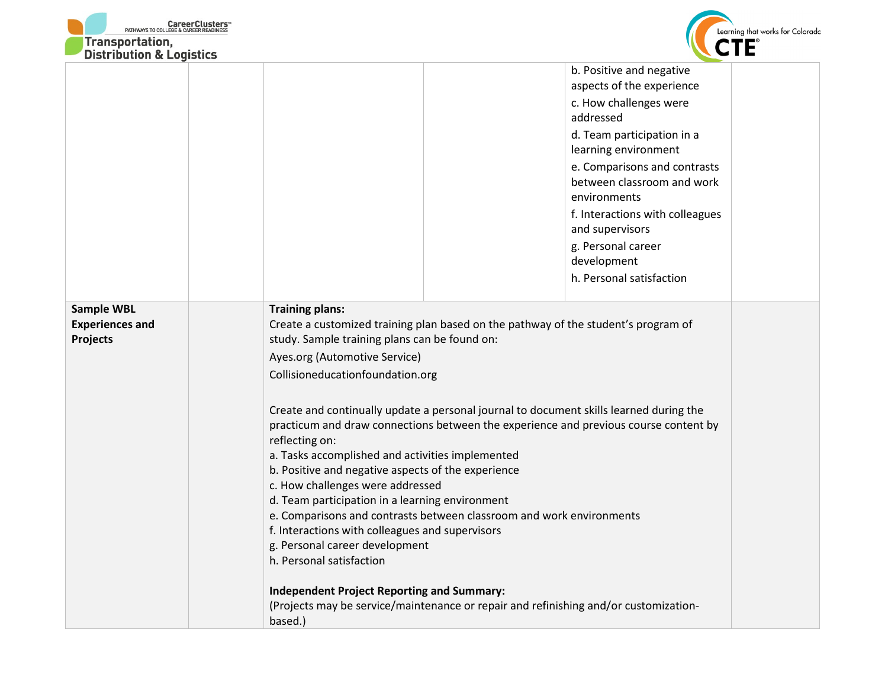| | | | | | |
|---|---|---|---|---|---|
| | | | | b. Positive and negative aspects of the experience<br>c. How challenges were addressed<br>d. Team participation in a learning environment<br>e. Comparisons and contrasts between classroom and work environments<br>f. Interactions with colleagues and supervisors<br>g. Personal career development<br>h. Personal satisfaction | |
| **Sample WBL Experiences and Projects** | | **Training plans:**<br>Create a customized training plan based on the pathway of the student's program of study. Sample training plans can be found on:<br>Ayes.org (Automotive Service)<br>Collisioneducationfoundation.org<br><br>Create and continually update a personal journal to document skills learned during the practicum and draw connections between the experience and previous course content by reflecting on:<br>a. Tasks accomplished and activities implemented<br>b. Positive and negative aspects of the experience<br>c. How challenges were addressed<br>d. Team participation in a learning environment<br>e. Comparisons and contrasts between classroom and work environments<br>f. Interactions with colleagues and supervisors<br>g. Personal career development<br>h. Personal satisfaction<br><br>**Independent Project Reporting and Summary:**<br>(Projects may be service/maintenance or repair and refinishing and/or customization-based.) | | | |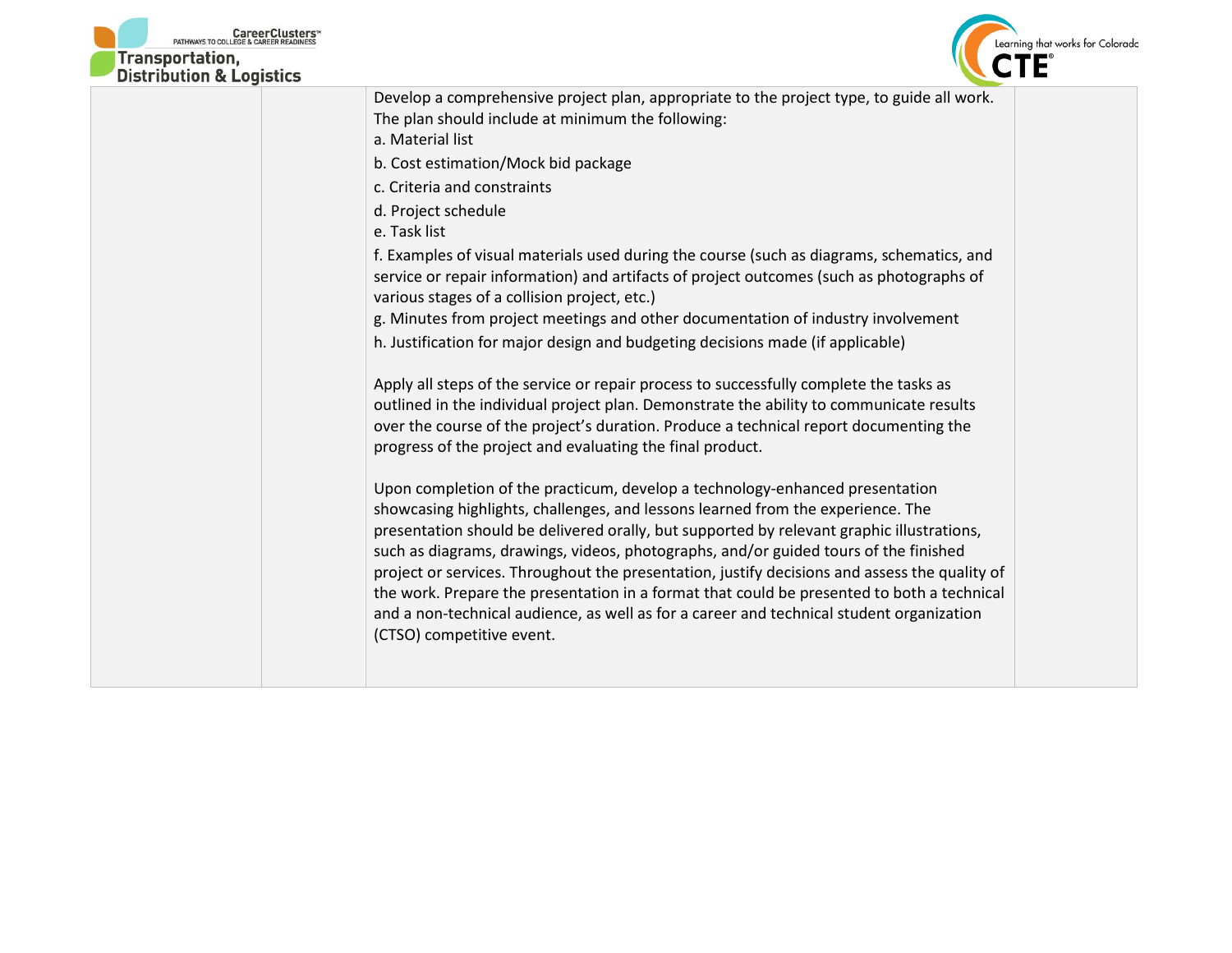| | | | |
|---|---|---|---|
| | | Develop a comprehensive project plan, appropriate to the project type, to guide all work. The plan should include at minimum the following:<br>a. Material list<br>b. Cost estimation/Mock bid package<br>c. Criteria and constraints<br>d. Project schedule<br>e. Task list<br>f. Examples of visual materials used during the course (such as diagrams, schematics, and service or repair information) and artifacts of project outcomes (such as photographs of various stages of a collision project, etc.)<br>g. Minutes from project meetings and other documentation of industry involvement<br>h. Justification for major design and budgeting decisions made (if applicable)<br><br>Apply all steps of the service or repair process to successfully complete the tasks as outlined in the individual project plan. Demonstrate the ability to communicate results over the course of the project's duration. Produce a technical report documenting the progress of the project and evaluating the final product.<br><br>Upon completion of the practicum, develop a technology-enhanced presentation showcasing highlights, challenges, and lessons learned from the experience. The presentation should be delivered orally, but supported by relevant graphic illustrations, such as diagrams, drawings, videos, photographs, and/or guided tours of the finished project or services. Throughout the presentation, justify decisions and assess the quality of the work. Prepare the presentation in a format that could be presented to both a technical and a non-technical audience, as well as for a career and technical student organization (CTSO) competitive event. | |